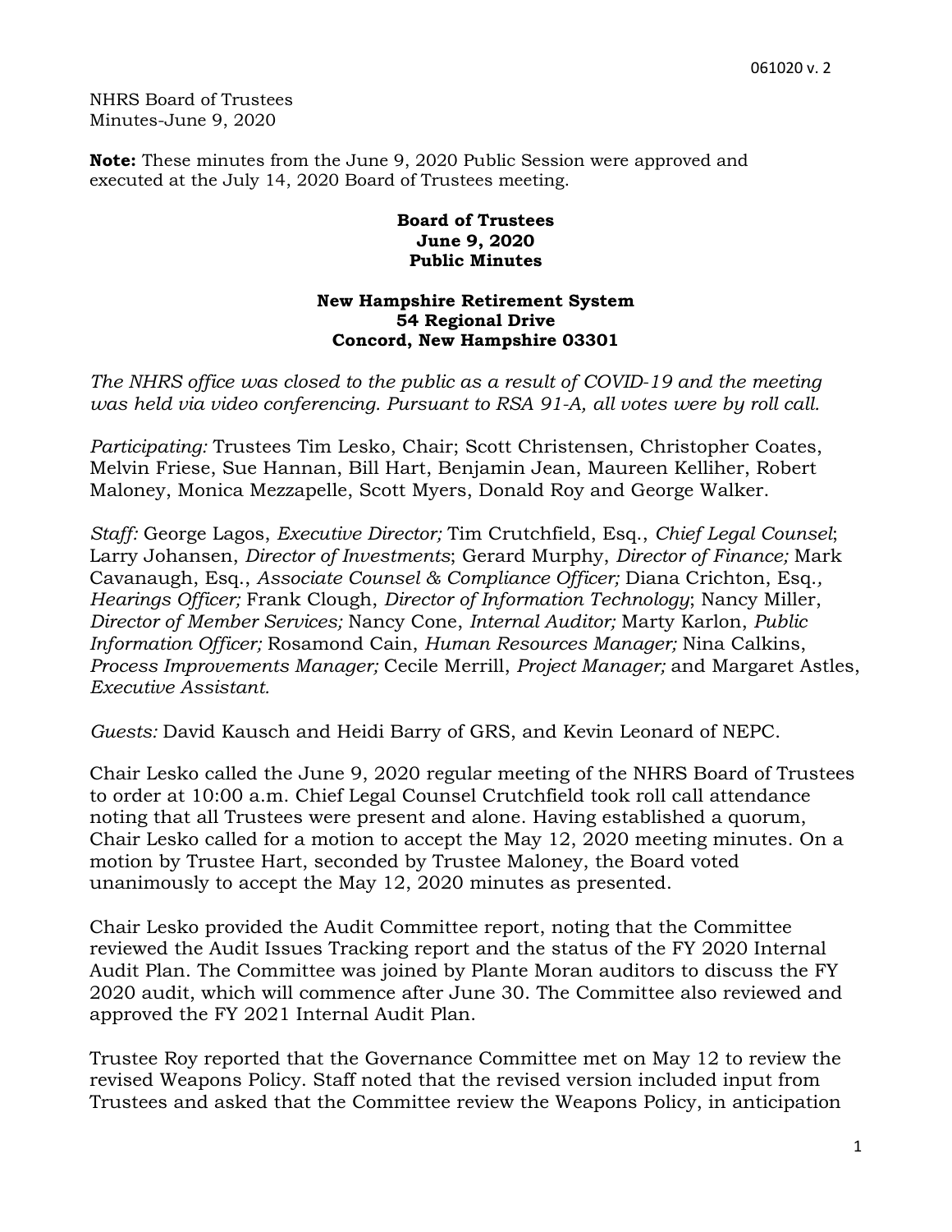NHRS Board of Trustees
Minutes-June 9, 2020

**Note:** These minutes from the June 9, 2020 Public Session were approved and executed at the July 14, 2020 Board of Trustees meeting.

**Board of Trustees**
**June 9, 2020**
**Public Minutes**

**New Hampshire Retirement System**
**54 Regional Drive**
**Concord, New Hampshire 03301**

*The NHRS office was closed to the public as a result of COVID-19 and the meeting was held via video conferencing. Pursuant to RSA 91-A, all votes were by roll call.*

*Participating:* Trustees Tim Lesko, Chair; Scott Christensen, Christopher Coates, Melvin Friese, Sue Hannan, Bill Hart, Benjamin Jean, Maureen Kelliher, Robert Maloney, Monica Mezzapelle, Scott Myers, Donald Roy and George Walker.

*Staff:* George Lagos, *Executive Director;* Tim Crutchfield, Esq., *Chief Legal Counsel*; Larry Johansen, *Director of Investments*; Gerard Murphy, *Director of Finance;* Mark Cavanaugh, Esq., *Associate Counsel & Compliance Officer;* Diana Crichton, Esq., *Hearings Officer;* Frank Clough, *Director of Information Technology*; Nancy Miller, *Director of Member Services;* Nancy Cone, *Internal Auditor;* Marty Karlon, *Public Information Officer;* Rosamond Cain, *Human Resources Manager;* Nina Calkins, *Process Improvements Manager;* Cecile Merrill, *Project Manager;* and Margaret Astles, *Executive Assistant.*

*Guests:* David Kausch and Heidi Barry of GRS, and Kevin Leonard of NEPC.

Chair Lesko called the June 9, 2020 regular meeting of the NHRS Board of Trustees to order at 10:00 a.m. Chief Legal Counsel Crutchfield took roll call attendance noting that all Trustees were present and alone. Having established a quorum, Chair Lesko called for a motion to accept the May 12, 2020 meeting minutes. On a motion by Trustee Hart, seconded by Trustee Maloney, the Board voted unanimously to accept the May 12, 2020 minutes as presented.

Chair Lesko provided the Audit Committee report, noting that the Committee reviewed the Audit Issues Tracking report and the status of the FY 2020 Internal Audit Plan. The Committee was joined by Plante Moran auditors to discuss the FY 2020 audit, which will commence after June 30. The Committee also reviewed and approved the FY 2021 Internal Audit Plan.

Trustee Roy reported that the Governance Committee met on May 12 to review the revised Weapons Policy. Staff noted that the revised version included input from Trustees and asked that the Committee review the Weapons Policy, in anticipation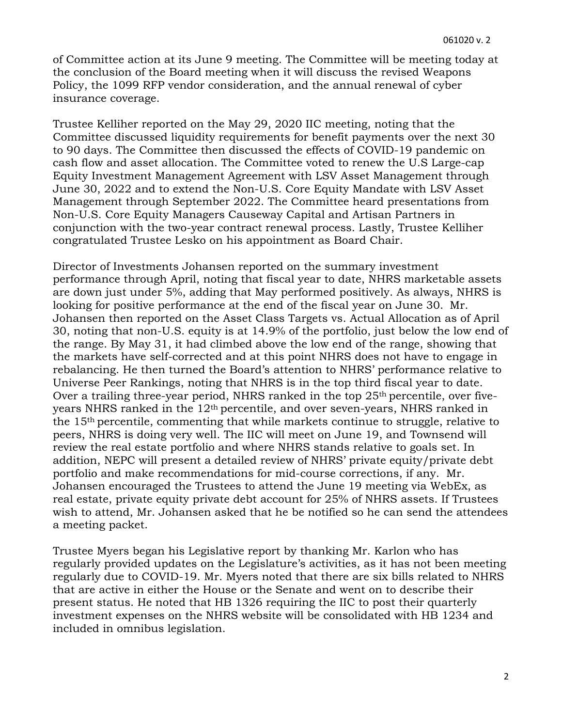of Committee action at its June 9 meeting. The Committee will be meeting today at the conclusion of the Board meeting when it will discuss the revised Weapons Policy, the 1099 RFP vendor consideration, and the annual renewal of cyber insurance coverage.

Trustee Kelliher reported on the May 29, 2020 IIC meeting, noting that the Committee discussed liquidity requirements for benefit payments over the next 30 to 90 days. The Committee then discussed the effects of COVID-19 pandemic on cash flow and asset allocation. The Committee voted to renew the U.S Large-cap Equity Investment Management Agreement with LSV Asset Management through June 30, 2022 and to extend the Non-U.S. Core Equity Mandate with LSV Asset Management through September 2022. The Committee heard presentations from Non-U.S. Core Equity Managers Causeway Capital and Artisan Partners in conjunction with the two-year contract renewal process. Lastly, Trustee Kelliher congratulated Trustee Lesko on his appointment as Board Chair.

Director of Investments Johansen reported on the summary investment performance through April, noting that fiscal year to date, NHRS marketable assets are down just under 5%, adding that May performed positively. As always, NHRS is looking for positive performance at the end of the fiscal year on June 30. Mr. Johansen then reported on the Asset Class Targets vs. Actual Allocation as of April 30, noting that non-U.S. equity is at 14.9% of the portfolio, just below the low end of the range. By May 31, it had climbed above the low end of the range, showing that the markets have self-corrected and at this point NHRS does not have to engage in rebalancing. He then turned the Board's attention to NHRS' performance relative to Universe Peer Rankings, noting that NHRS is in the top third fiscal year to date. Over a trailing three-year period, NHRS ranked in the top 25th percentile, over five-years NHRS ranked in the 12th percentile, and over seven-years, NHRS ranked in the 15th percentile, commenting that while markets continue to struggle, relative to peers, NHRS is doing very well. The IIC will meet on June 19, and Townsend will review the real estate portfolio and where NHRS stands relative to goals set. In addition, NEPC will present a detailed review of NHRS' private equity/private debt portfolio and make recommendations for mid-course corrections, if any. Mr. Johansen encouraged the Trustees to attend the June 19 meeting via WebEx, as real estate, private equity private debt account for 25% of NHRS assets. If Trustees wish to attend, Mr. Johansen asked that he be notified so he can send the attendees a meeting packet.

Trustee Myers began his Legislative report by thanking Mr. Karlon who has regularly provided updates on the Legislature's activities, as it has not been meeting regularly due to COVID-19. Mr. Myers noted that there are six bills related to NHRS that are active in either the House or the Senate and went on to describe their present status. He noted that HB 1326 requiring the IIC to post their quarterly investment expenses on the NHRS website will be consolidated with HB 1234 and included in omnibus legislation.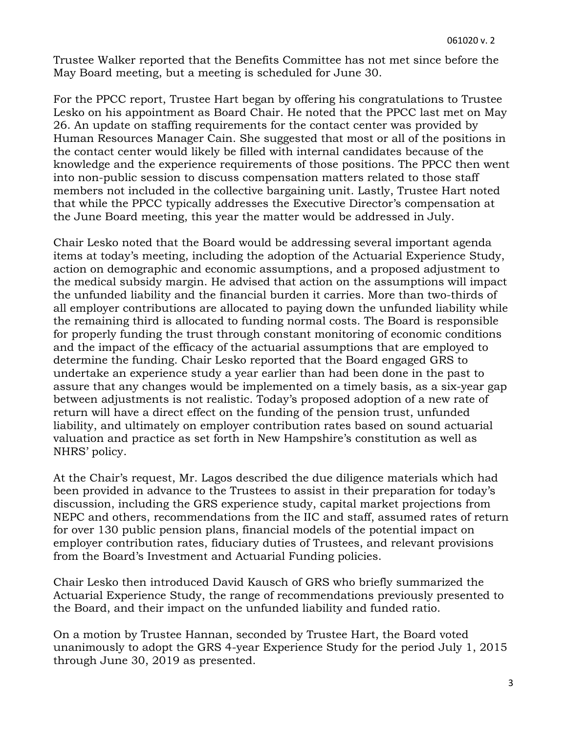Trustee Walker reported that the Benefits Committee has not met since before the May Board meeting, but a meeting is scheduled for June 30.

For the PPCC report, Trustee Hart began by offering his congratulations to Trustee Lesko on his appointment as Board Chair. He noted that the PPCC last met on May 26. An update on staffing requirements for the contact center was provided by Human Resources Manager Cain. She suggested that most or all of the positions in the contact center would likely be filled with internal candidates because of the knowledge and the experience requirements of those positions. The PPCC then went into non-public session to discuss compensation matters related to those staff members not included in the collective bargaining unit. Lastly, Trustee Hart noted that while the PPCC typically addresses the Executive Director's compensation at the June Board meeting, this year the matter would be addressed in July.

Chair Lesko noted that the Board would be addressing several important agenda items at today's meeting, including the adoption of the Actuarial Experience Study, action on demographic and economic assumptions, and a proposed adjustment to the medical subsidy margin. He advised that action on the assumptions will impact the unfunded liability and the financial burden it carries. More than two-thirds of all employer contributions are allocated to paying down the unfunded liability while the remaining third is allocated to funding normal costs. The Board is responsible for properly funding the trust through constant monitoring of economic conditions and the impact of the efficacy of the actuarial assumptions that are employed to determine the funding. Chair Lesko reported that the Board engaged GRS to undertake an experience study a year earlier than had been done in the past to assure that any changes would be implemented on a timely basis, as a six-year gap between adjustments is not realistic. Today's proposed adoption of a new rate of return will have a direct effect on the funding of the pension trust, unfunded liability, and ultimately on employer contribution rates based on sound actuarial valuation and practice as set forth in New Hampshire's constitution as well as NHRS' policy.

At the Chair's request, Mr. Lagos described the due diligence materials which had been provided in advance to the Trustees to assist in their preparation for today's discussion, including the GRS experience study, capital market projections from NEPC and others, recommendations from the IIC and staff, assumed rates of return for over 130 public pension plans, financial models of the potential impact on employer contribution rates, fiduciary duties of Trustees, and relevant provisions from the Board's Investment and Actuarial Funding policies.

Chair Lesko then introduced David Kausch of GRS who briefly summarized the Actuarial Experience Study, the range of recommendations previously presented to the Board, and their impact on the unfunded liability and funded ratio.

On a motion by Trustee Hannan, seconded by Trustee Hart, the Board voted unanimously to adopt the GRS 4-year Experience Study for the period July 1, 2015 through June 30, 2019 as presented.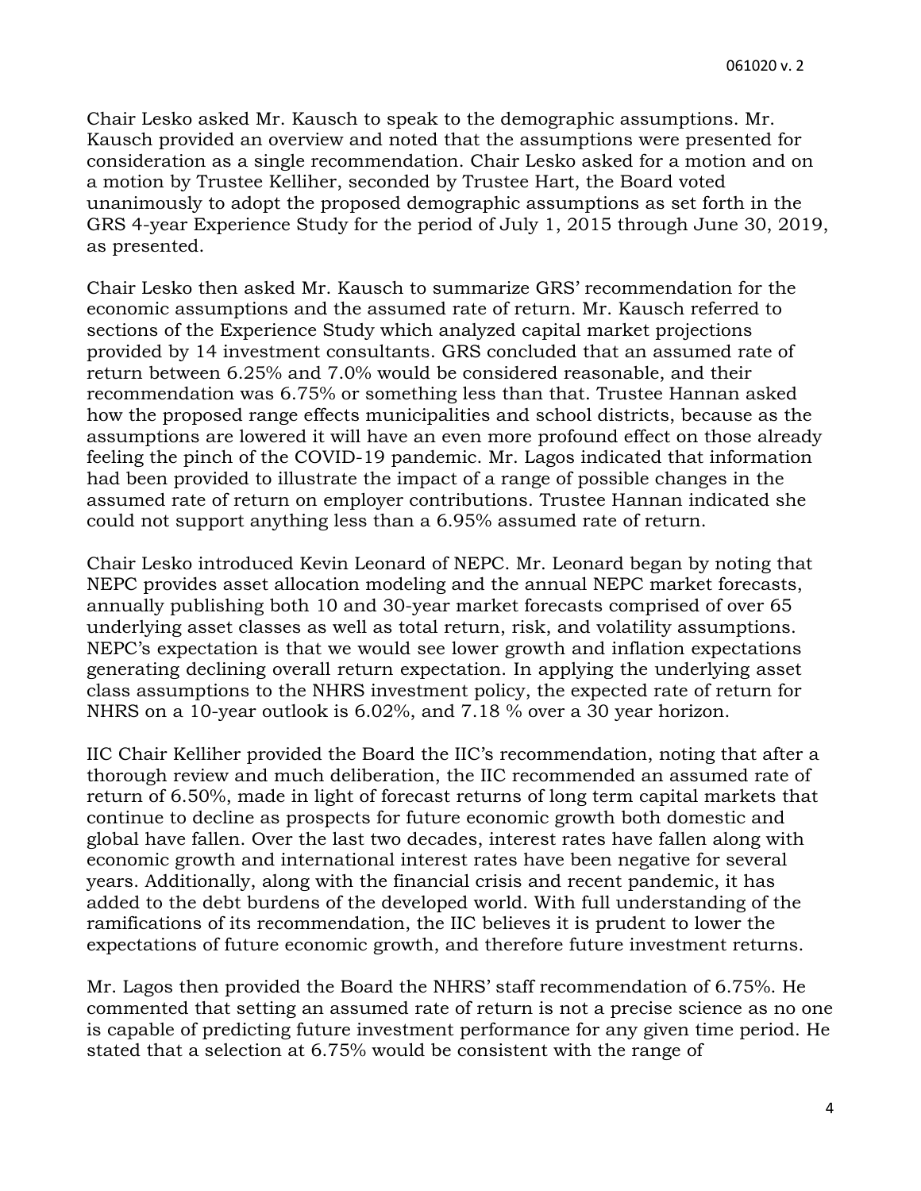Chair Lesko asked Mr. Kausch to speak to the demographic assumptions. Mr. Kausch provided an overview and noted that the assumptions were presented for consideration as a single recommendation. Chair Lesko asked for a motion and on a motion by Trustee Kelliher, seconded by Trustee Hart, the Board voted unanimously to adopt the proposed demographic assumptions as set forth in the GRS 4-year Experience Study for the period of July 1, 2015 through June 30, 2019, as presented.

Chair Lesko then asked Mr. Kausch to summarize GRS' recommendation for the economic assumptions and the assumed rate of return. Mr. Kausch referred to sections of the Experience Study which analyzed capital market projections provided by 14 investment consultants. GRS concluded that an assumed rate of return between 6.25% and 7.0% would be considered reasonable, and their recommendation was 6.75% or something less than that. Trustee Hannan asked how the proposed range effects municipalities and school districts, because as the assumptions are lowered it will have an even more profound effect on those already feeling the pinch of the COVID-19 pandemic. Mr. Lagos indicated that information had been provided to illustrate the impact of a range of possible changes in the assumed rate of return on employer contributions. Trustee Hannan indicated she could not support anything less than a 6.95% assumed rate of return.

Chair Lesko introduced Kevin Leonard of NEPC. Mr. Leonard began by noting that NEPC provides asset allocation modeling and the annual NEPC market forecasts, annually publishing both 10 and 30-year market forecasts comprised of over 65 underlying asset classes as well as total return, risk, and volatility assumptions. NEPC's expectation is that we would see lower growth and inflation expectations generating declining overall return expectation. In applying the underlying asset class assumptions to the NHRS investment policy, the expected rate of return for NHRS on a 10-year outlook is 6.02%, and 7.18 % over a 30 year horizon.

IIC Chair Kelliher provided the Board the IIC's recommendation, noting that after a thorough review and much deliberation, the IIC recommended an assumed rate of return of 6.50%, made in light of forecast returns of long term capital markets that continue to decline as prospects for future economic growth both domestic and global have fallen. Over the last two decades, interest rates have fallen along with economic growth and international interest rates have been negative for several years. Additionally, along with the financial crisis and recent pandemic, it has added to the debt burdens of the developed world. With full understanding of the ramifications of its recommendation, the IIC believes it is prudent to lower the expectations of future economic growth, and therefore future investment returns.

Mr. Lagos then provided the Board the NHRS' staff recommendation of 6.75%. He commented that setting an assumed rate of return is not a precise science as no one is capable of predicting future investment performance for any given time period. He stated that a selection at 6.75% would be consistent with the range of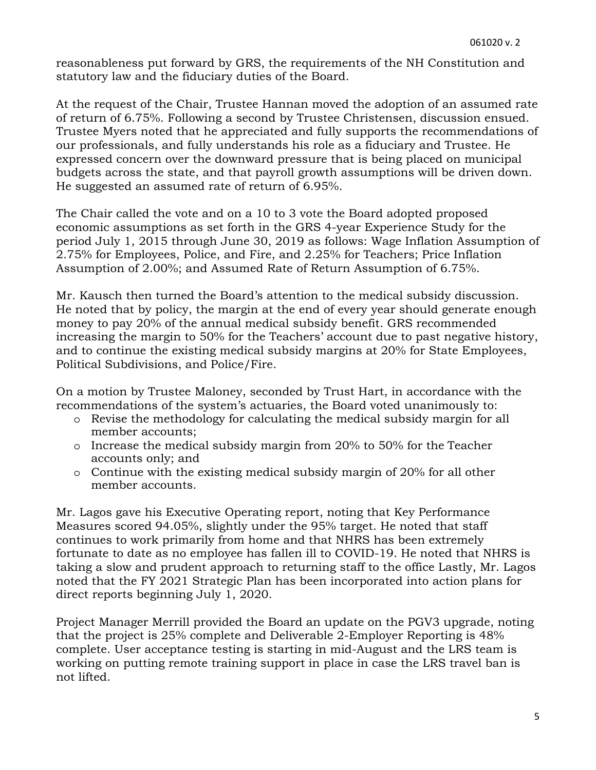reasonableness put forward by GRS, the requirements of the NH Constitution and statutory law and the fiduciary duties of the Board.

At the request of the Chair, Trustee Hannan moved the adoption of an assumed rate of return of 6.75%. Following a second by Trustee Christensen, discussion ensued. Trustee Myers noted that he appreciated and fully supports the recommendations of our professionals, and fully understands his role as a fiduciary and Trustee. He expressed concern over the downward pressure that is being placed on municipal budgets across the state, and that payroll growth assumptions will be driven down. He suggested an assumed rate of return of 6.95%.

The Chair called the vote and on a 10 to 3 vote the Board adopted proposed economic assumptions as set forth in the GRS 4-year Experience Study for the period July 1, 2015 through June 30, 2019 as follows: Wage Inflation Assumption of 2.75% for Employees, Police, and Fire, and 2.25% for Teachers; Price Inflation Assumption of 2.00%; and Assumed Rate of Return Assumption of 6.75%.

Mr. Kausch then turned the Board's attention to the medical subsidy discussion. He noted that by policy, the margin at the end of every year should generate enough money to pay 20% of the annual medical subsidy benefit. GRS recommended increasing the margin to 50% for the Teachers' account due to past negative history, and to continue the existing medical subsidy margins at 20% for State Employees, Political Subdivisions, and Police/Fire.

On a motion by Trustee Maloney, seconded by Trust Hart, in accordance with the recommendations of the system's actuaries, the Board voted unanimously to:

- Revise the methodology for calculating the medical subsidy margin for all member accounts;
- Increase the medical subsidy margin from 20% to 50% for the Teacher accounts only; and
- Continue with the existing medical subsidy margin of 20% for all other member accounts.

Mr. Lagos gave his Executive Operating report, noting that Key Performance Measures scored 94.05%, slightly under the 95% target. He noted that staff continues to work primarily from home and that NHRS has been extremely fortunate to date as no employee has fallen ill to COVID-19. He noted that NHRS is taking a slow and prudent approach to returning staff to the office Lastly, Mr. Lagos noted that the FY 2021 Strategic Plan has been incorporated into action plans for direct reports beginning July 1, 2020.

Project Manager Merrill provided the Board an update on the PGV3 upgrade, noting that the project is 25% complete and Deliverable 2-Employer Reporting is 48% complete. User acceptance testing is starting in mid-August and the LRS team is working on putting remote training support in place in case the LRS travel ban is not lifted.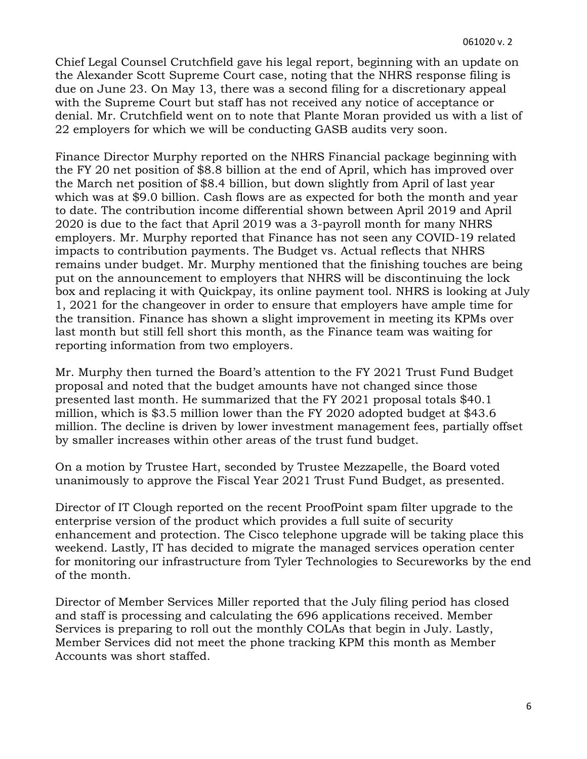Chief Legal Counsel Crutchfield gave his legal report, beginning with an update on the Alexander Scott Supreme Court case, noting that the NHRS response filing is due on June 23. On May 13, there was a second filing for a discretionary appeal with the Supreme Court but staff has not received any notice of acceptance or denial. Mr. Crutchfield went on to note that Plante Moran provided us with a list of 22 employers for which we will be conducting GASB audits very soon.

Finance Director Murphy reported on the NHRS Financial package beginning with the FY 20 net position of $8.8 billion at the end of April, which has improved over the March net position of $8.4 billion, but down slightly from April of last year which was at $9.0 billion. Cash flows are as expected for both the month and year to date. The contribution income differential shown between April 2019 and April 2020 is due to the fact that April 2019 was a 3-payroll month for many NHRS employers. Mr. Murphy reported that Finance has not seen any COVID-19 related impacts to contribution payments. The Budget vs. Actual reflects that NHRS remains under budget. Mr. Murphy mentioned that the finishing touches are being put on the announcement to employers that NHRS will be discontinuing the lock box and replacing it with Quickpay, its online payment tool. NHRS is looking at July 1, 2021 for the changeover in order to ensure that employers have ample time for the transition. Finance has shown a slight improvement in meeting its KPMs over last month but still fell short this month, as the Finance team was waiting for reporting information from two employers.

Mr. Murphy then turned the Board's attention to the FY 2021 Trust Fund Budget proposal and noted that the budget amounts have not changed since those presented last month. He summarized that the FY 2021 proposal totals $40.1 million, which is $3.5 million lower than the FY 2020 adopted budget at $43.6 million. The decline is driven by lower investment management fees, partially offset by smaller increases within other areas of the trust fund budget.

On a motion by Trustee Hart, seconded by Trustee Mezzapelle, the Board voted unanimously to approve the Fiscal Year 2021 Trust Fund Budget, as presented.

Director of IT Clough reported on the recent ProofPoint spam filter upgrade to the enterprise version of the product which provides a full suite of security enhancement and protection. The Cisco telephone upgrade will be taking place this weekend. Lastly, IT has decided to migrate the managed services operation center for monitoring our infrastructure from Tyler Technologies to Secureworks by the end of the month.

Director of Member Services Miller reported that the July filing period has closed and staff is processing and calculating the 696 applications received. Member Services is preparing to roll out the monthly COLAs that begin in July. Lastly, Member Services did not meet the phone tracking KPM this month as Member Accounts was short staffed.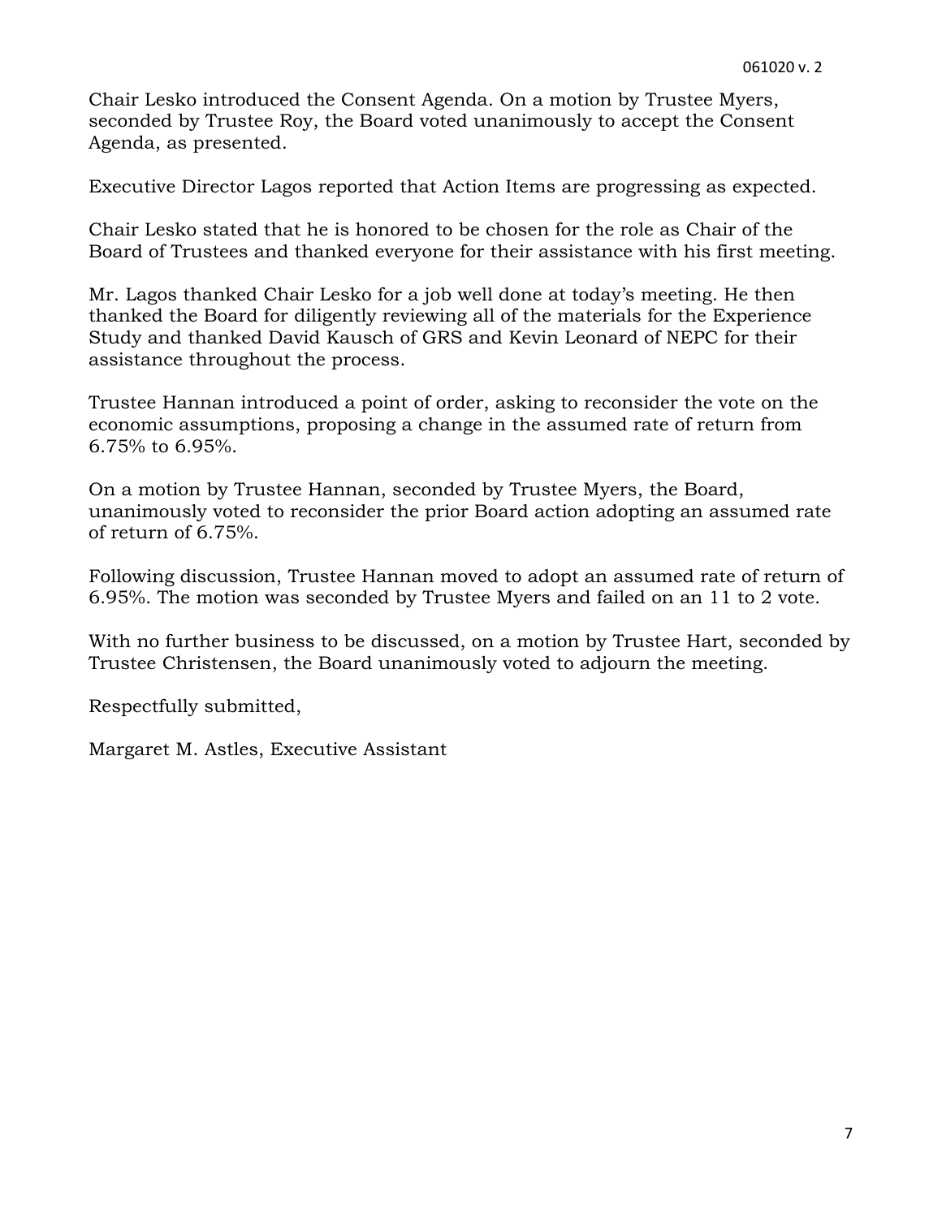Chair Lesko introduced the Consent Agenda. On a motion by Trustee Myers, seconded by Trustee Roy, the Board voted unanimously to accept the Consent Agenda, as presented.

Executive Director Lagos reported that Action Items are progressing as expected.

Chair Lesko stated that he is honored to be chosen for the role as Chair of the Board of Trustees and thanked everyone for their assistance with his first meeting.

Mr. Lagos thanked Chair Lesko for a job well done at today's meeting. He then thanked the Board for diligently reviewing all of the materials for the Experience Study and thanked David Kausch of GRS and Kevin Leonard of NEPC for their assistance throughout the process.

Trustee Hannan introduced a point of order, asking to reconsider the vote on the economic assumptions, proposing a change in the assumed rate of return from 6.75% to 6.95%.

On a motion by Trustee Hannan, seconded by Trustee Myers, the Board, unanimously voted to reconsider the prior Board action adopting an assumed rate of return of 6.75%.

Following discussion, Trustee Hannan moved to adopt an assumed rate of return of 6.95%. The motion was seconded by Trustee Myers and failed on an 11 to 2 vote.

With no further business to be discussed, on a motion by Trustee Hart, seconded by Trustee Christensen, the Board unanimously voted to adjourn the meeting.

Respectfully submitted,

Margaret M. Astles, Executive Assistant